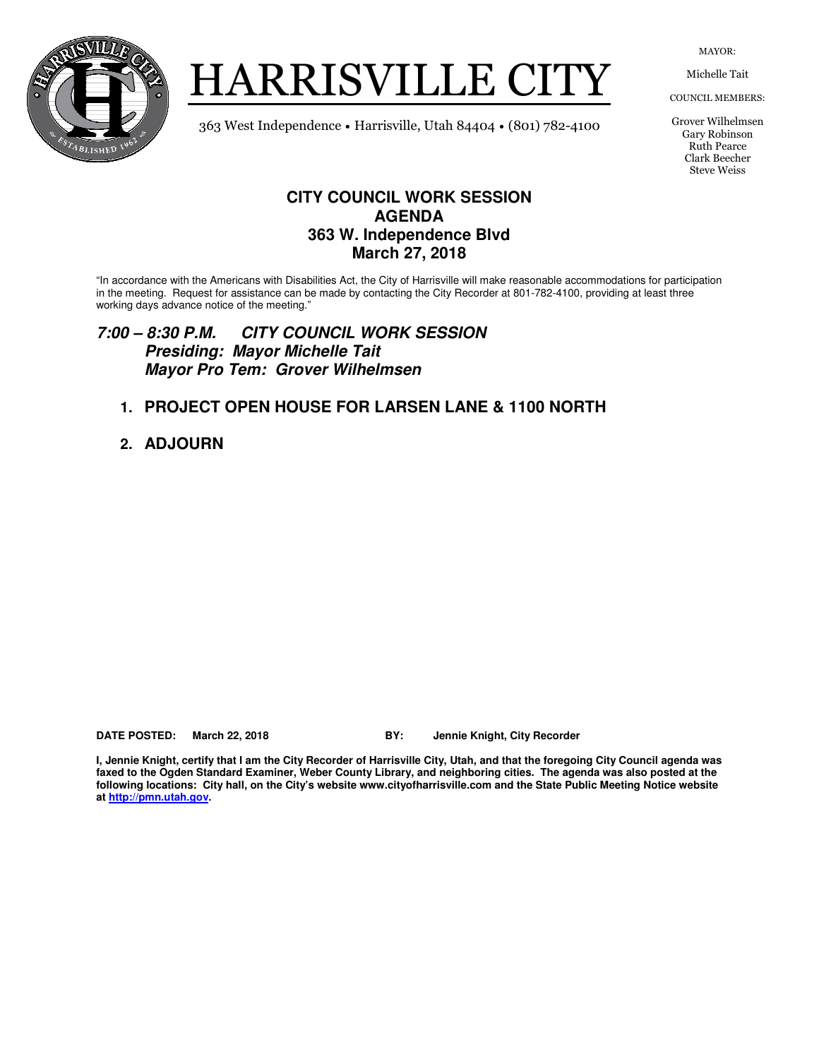# HARRISVILLE CITY

363 West Independence • Harrisville, Utah 84404 • (801) 782-4100

MAYOR:

Michelle Tait

COUNCIL MEMBERS:

Grover Wilhelmsen
Gary Robinson
Ruth Pearce
Clark Beecher
Steve Weiss

## CITY COUNCIL WORK SESSION
## AGENDA
## 363 W. Independence Blvd
## March 27, 2018

"In accordance with the Americans with Disabilities Act, the City of Harrisville will make reasonable accommodations for participation in the meeting. Request for assistance can be made by contacting the City Recorder at 801-782-4100, providing at least three working days advance notice of the meeting."

***7:00 – 8:30 P.M. CITY COUNCIL WORK SESSION***
***Presiding: Mayor Michelle Tait***
***Mayor Pro Tem: Grover Wilhelmsen***

1. **PROJECT OPEN HOUSE FOR LARSEN LANE & 1100 NORTH**

2. **ADJOURN**

**DATE POSTED: March 22, 2018 BY: Jennie Knight, City Recorder**

**I, Jennie Knight, certify that I am the City Recorder of Harrisville City, Utah, and that the foregoing City Council agenda was faxed to the Ogden Standard Examiner, Weber County Library, and neighboring cities. The agenda was also posted at the following locations: City hall, on the City's website www.cityofharrisville.com and the State Public Meeting Notice website at http://pmn.utah.gov.**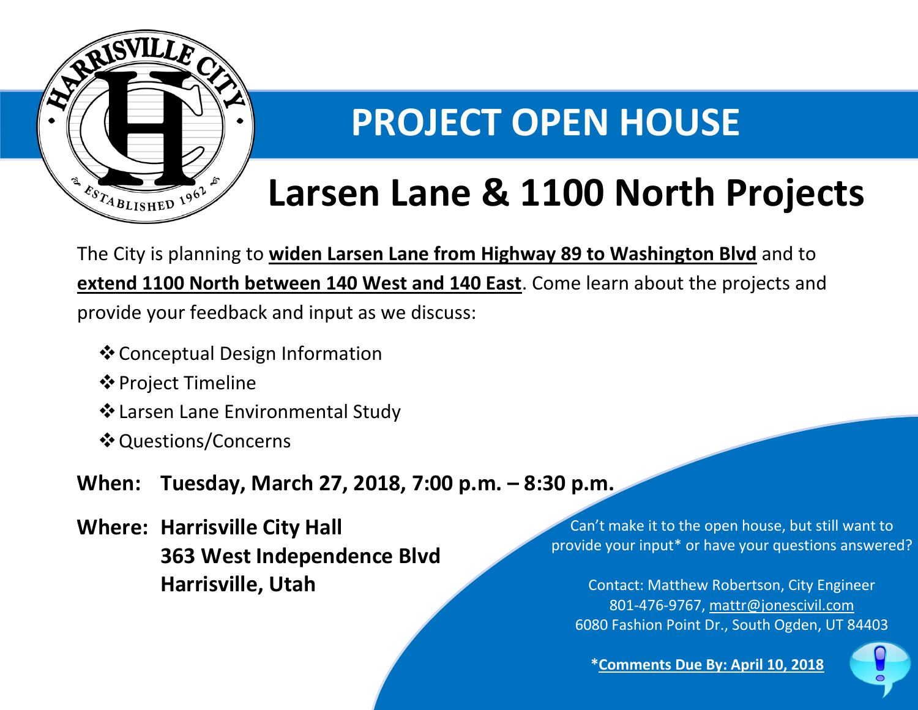# PROJECT OPEN HOUSE

## Larsen Lane & 1100 North Projects

The City is planning to **widen Larsen Lane from Highway 89 to Washington Blvd** and to **extend 1100 North between 140 West and 140 East**. Come learn about the projects and provide your feedback and input as we discuss:

- Conceptual Design Information
- Project Timeline
- Larsen Lane Environmental Study
- Questions/Concerns

**When: Tuesday, March 27, 2018, 7:00 p.m. – 8:30 p.m.**

**Where: Harrisville City Hall**
**363 West Independence Blvd**
**Harrisville, Utah**

Can't make it to the open house, but still want to provide your input* or have your questions answered?

Contact: Matthew Robertson, City Engineer
801-476-9767, mattr@jonescivil.com
6080 Fashion Point Dr., South Ogden, UT 84403

***Comments Due By: April 10, 2018**